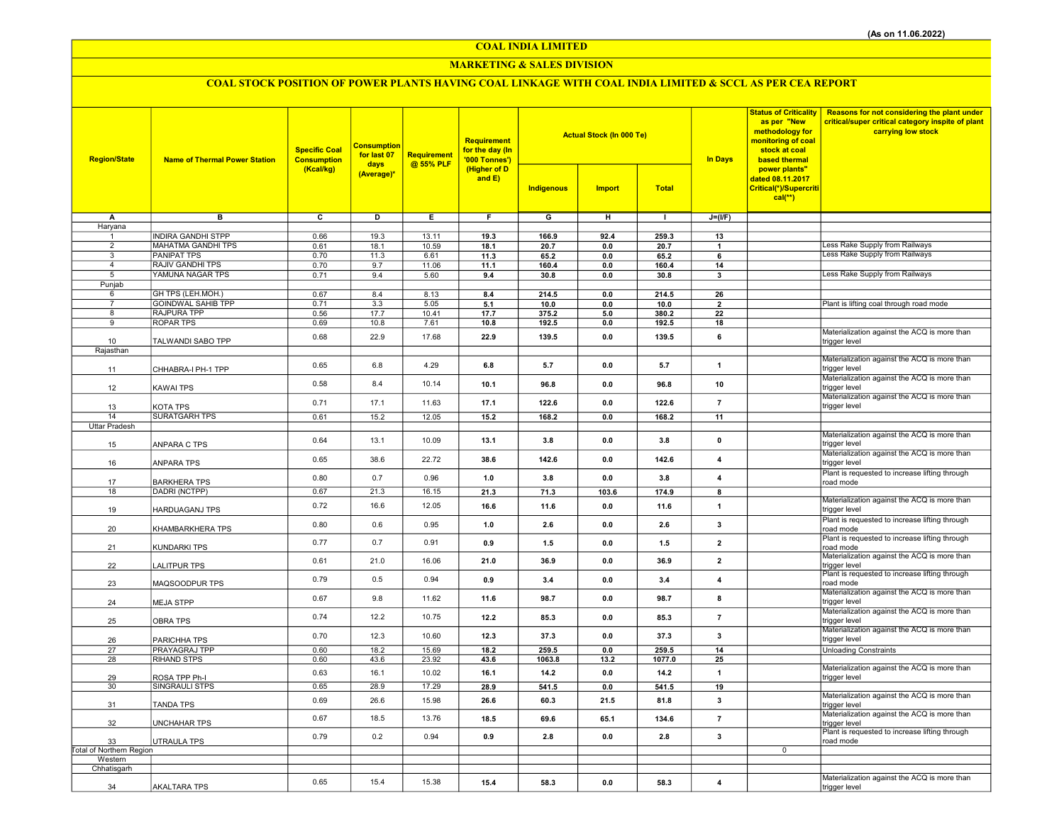(As on 11.06.2022)

# COAL INDIA LIMITED

## MARKETING & SALES DIVISION

### COAL STOCK POSITION OF POWER PLANTS HAVING COAL LINKAGE WITH COAL INDIA LIMITED & SCCL AS PER CEA REPORT

| Region/State | Name of Thermal Power Station | Specific Coal Consumption (Kcal/kg) | Consumption for last 07 days (Average)* | Requirement @ 55% PLF | Requirement for the day (In '000 Tonnes') (Higher of D and E) | Actual Stock (In 000 Te) | | | In Days | Status of Criticality as per "New methodology for monitoring of coal stock at coal based thermal power plants" dated 08.11.2017 Critical(*)/Supercritical(**) | Reasons for not considering the plant under critical/super critical category inspite of plant carrying low stock |
|---|---|---|---|---|---|---|---|---|---|---|---|
| | | | | | | Indigenous | Import | Total | | | |
| A | B | C | D | E | F | G | H | I | J=(I/F) | | |
| Haryana | | | | | | | | | | | |
| 1 | INDIRA GANDHI STPP | 0.66 | 19.3 | 13.11 | 19.3 | 166.9 | 92.4 | 259.3 | 13 | | |
| 2 | MAHATMA GANDHI TPS | 0.61 | 18.1 | 10.59 | 18.1 | 20.7 | 0.0 | 20.7 | 1 | | Less Rake Supply from Railways |
| 3 | PANIPAT TPS | 0.70 | 11.3 | 6.61 | 11.3 | 65.2 | 0.0 | 65.2 | 6 | | Less Rake Supply from Railways |
| 4 | RAJIV GANDHI TPS | 0.70 | 9.7 | 11.06 | 11.1 | 160.4 | 0.0 | 160.4 | 14 | | |
| 5 | YAMUNA NAGAR TPS | 0.71 | 9.4 | 5.60 | 9.4 | 30.8 | 0.0 | 30.8 | 3 | | Less Rake Supply from Railways |
| Punjab | | | | | | | | | | | |
| 6 | GH TPS (LEH.MOH.) | 0.67 | 8.4 | 8.13 | 8.4 | 214.5 | 0.0 | 214.5 | 26 | | |
| 7 | GOINDWAL SAHIB TPP | 0.71 | 3.3 | 5.05 | 5.1 | 10.0 | 0.0 | 10.0 | 2 | | Plant is lifting coal through road mode |
| 8 | RAJPURA TPP | 0.56 | 17.7 | 10.41 | 17.7 | 375.2 | 5.0 | 380.2 | 22 | | |
| 9 | ROPAR TPS | 0.69 | 10.8 | 7.61 | 10.8 | 192.5 | 0.0 | 192.5 | 18 | | |
| 10 | TALWANDI SABO TPP | 0.68 | 22.9 | 17.68 | 22.9 | 139.5 | 0.0 | 139.5 | 6 | | Materialization against the ACQ is more than trigger level |
| Rajasthan | | | | | | | | | | | |
| 11 | CHHABRA-I PH-1 TPP | 0.65 | 6.8 | 4.29 | 6.8 | 5.7 | 0.0 | 5.7 | 1 | | Materialization against the ACQ is more than trigger level |
| 12 | KAWAI TPS | 0.58 | 8.4 | 10.14 | 10.1 | 96.8 | 0.0 | 96.8 | 10 | | Materialization against the ACQ is more than trigger level |
| 13 | KOTA TPS | 0.71 | 17.1 | 11.63 | 17.1 | 122.6 | 0.0 | 122.6 | 7 | | Materialization against the ACQ is more than trigger level |
| 14 | SURATGARH TPS | 0.61 | 15.2 | 12.05 | 15.2 | 168.2 | 0.0 | 168.2 | 11 | | |
| Uttar Pradesh | | | | | | | | | | | |
| 15 | ANPARA C TPS | 0.64 | 13.1 | 10.09 | 13.1 | 3.8 | 0.0 | 3.8 | 0 | | Materialization against the ACQ is more than trigger level |
| 16 | ANPARA TPS | 0.65 | 38.6 | 22.72 | 38.6 | 142.6 | 0.0 | 142.6 | 4 | | Materialization against the ACQ is more than trigger level |
| 17 | BARKHERA TPS | 0.80 | 0.7 | 0.96 | 1.0 | 3.8 | 0.0 | 3.8 | 4 | | Plant is requested to increase lifting through road mode |
| 18 | DADRI (NCTPP) | 0.67 | 21.3 | 16.15 | 21.3 | 71.3 | 103.6 | 174.9 | 8 | | |
| 19 | HARDUAGANJ TPS | 0.72 | 16.6 | 12.05 | 16.6 | 11.6 | 0.0 | 11.6 | 1 | | Materialization against the ACQ is more than trigger level |
| 20 | KHAMBARKHERA TPS | 0.80 | 0.6 | 0.95 | 1.0 | 2.6 | 0.0 | 2.6 | 3 | | Plant is requested to increase lifting through road mode |
| 21 | KUNDARKI TPS | 0.77 | 0.7 | 0.91 | 0.9 | 1.5 | 0.0 | 1.5 | 2 | | Plant is requested to increase lifting through road mode |
| 22 | LALITPUR TPS | 0.61 | 21.0 | 16.06 | 21.0 | 36.9 | 0.0 | 36.9 | 2 | | Materialization against the ACQ is more than trigger level |
| 23 | MAQSOODPUR TPS | 0.79 | 0.5 | 0.94 | 0.9 | 3.4 | 0.0 | 3.4 | 4 | | Plant is requested to increase lifting through road mode |
| 24 | MEJA STPP | 0.67 | 9.8 | 11.62 | 11.6 | 98.7 | 0.0 | 98.7 | 8 | | Materialization against the ACQ is more than trigger level |
| 25 | OBRA TPS | 0.74 | 12.2 | 10.75 | 12.2 | 85.3 | 0.0 | 85.3 | 7 | | Materialization against the ACQ is more than trigger level |
| 26 | PARICHHA TPS | 0.70 | 12.3 | 10.60 | 12.3 | 37.3 | 0.0 | 37.3 | 3 | | Materialization against the ACQ is more than trigger level |
| 27 | PRAYAGRAJ TPP | 0.60 | 18.2 | 15.69 | 18.2 | 259.5 | 0.0 | 259.5 | 14 | | Unloading Constraints |
| 28 | RIHAND STPS | 0.60 | 43.6 | 23.92 | 43.6 | 1063.8 | 13.2 | 1077.0 | 25 | | |
| 29 | ROSA TPP Ph-I | 0.63 | 16.1 | 10.02 | 16.1 | 14.2 | 0.0 | 14.2 | 1 | | Materialization against the ACQ is more than trigger level |
| 30 | SINGRAULI STPS | 0.65 | 28.9 | 17.29 | 28.9 | 541.5 | 0.0 | 541.5 | 19 | | |
| 31 | TANDA TPS | 0.69 | 26.6 | 15.98 | 26.6 | 60.3 | 21.5 | 81.8 | 3 | | Materialization against the ACQ is more than trigger level |
| 32 | UNCHAHAR TPS | 0.67 | 18.5 | 13.76 | 18.5 | 69.6 | 65.1 | 134.6 | 7 | | Materialization against the ACQ is more than trigger level |
| 33 | UTRAULA TPS | 0.79 | 0.2 | 0.94 | 0.9 | 2.8 | 0.0 | 2.8 | 3 | | Plant is requested to increase lifting through road mode |
| Total of Northern Region | | | | | | | | | | 0 | |
| Western | | | | | | | | | | | |
| Chhatisgarh | | | | | | | | | | | |
| 34 | AKALTARA TPS | 0.65 | 15.4 | 15.38 | 15.4 | 58.3 | 0.0 | 58.3 | 4 | | Materialization against the ACQ is more than trigger level |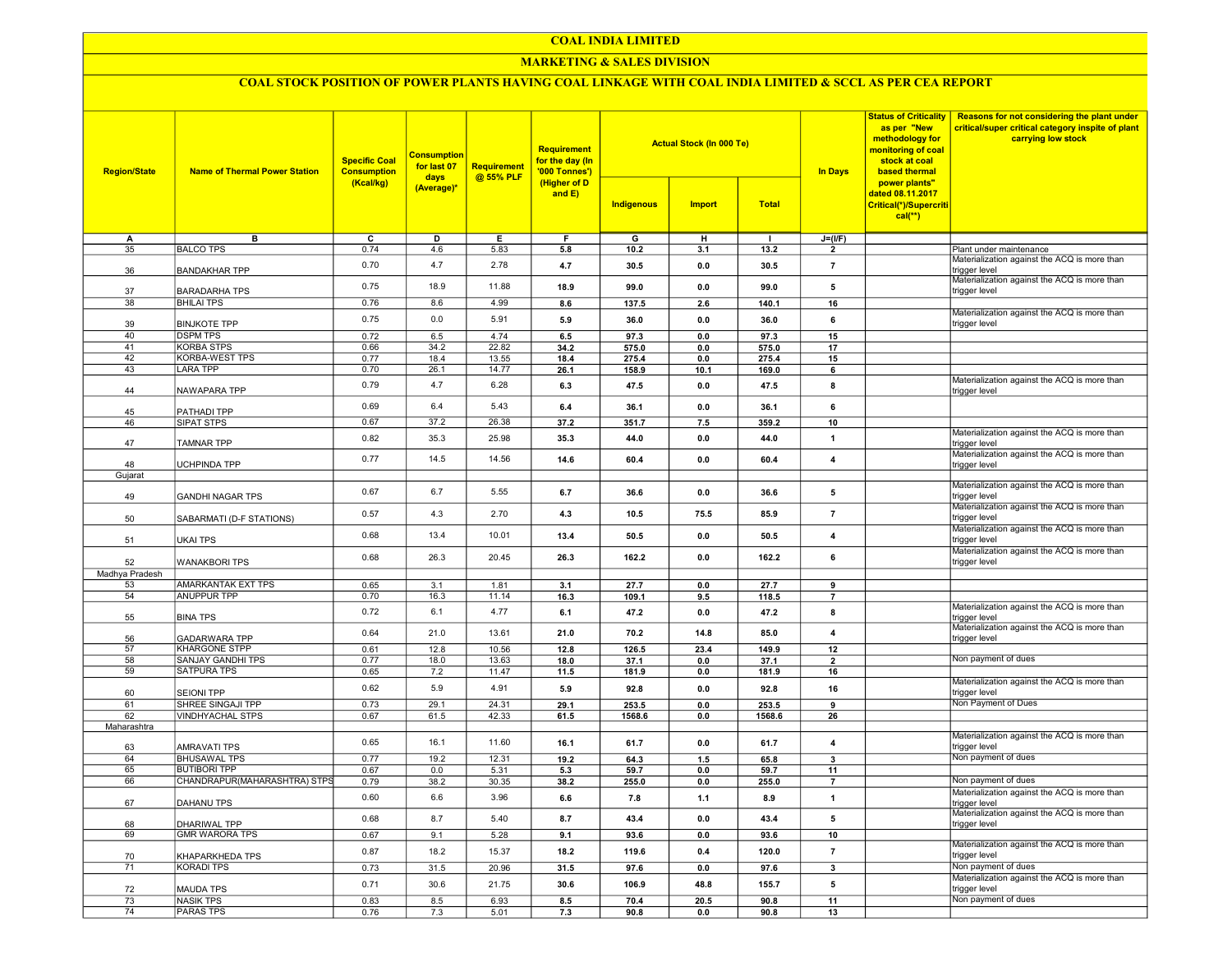# COAL INDIA LIMITED

## MARKETING & SALES DIVISION

### COAL STOCK POSITION OF POWER PLANTS HAVING COAL LINKAGE WITH COAL INDIA LIMITED & SCCL AS PER CEA REPORT

| Region/State | Name of Thermal Power Station | Specific Coal Consumption (Kcal/kg) | Consumption for last 07 days (Average)* | Requirement @ 55% PLF | Requirement for the day (In '000 Tonnes') (Higher of D and E) | Actual Stock (In 000 Te) | | | In Days | Status of Criticality as per "New methodology for monitoring of coal stock at coal based thermal power plants" dated 08.11.2017 Critical(*)/Supercritical(**) | Reasons for not considering the plant under critical/super critical category inspite of plant carrying low stock |
|---|---|---|---|---|---|---|---|---|---|---|---|
| | | | | | | Indigenous | Import | Total | | | |
| A | B | C | D | E | F | G | H | I | J=(I/F) | | |
| 35 | BALCO TPS | 0.74 | 4.6 | 5.83 | 5.8 | 10.2 | 3.1 | 13.2 | 2 | | Plant under maintenance |
| 36 | BANDAKHAR TPP | 0.70 | 4.7 | 2.78 | 4.7 | 30.5 | 0.0 | 30.5 | 7 | | Materialization against the ACQ is more than trigger level |
| 37 | BARADARHA TPS | 0.75 | 18.9 | 11.88 | 18.9 | 99.0 | 0.0 | 99.0 | 5 | | Materialization against the ACQ is more than trigger level |
| 38 | BHILAI TPS | 0.76 | 8.6 | 4.99 | 8.6 | 137.5 | 2.6 | 140.1 | 16 | | |
| 39 | BINJKOTE TPP | 0.75 | 0.0 | 5.91 | 5.9 | 36.0 | 0.0 | 36.0 | 6 | | Materialization against the ACQ is more than trigger level |
| 40 | DSPM TPS | 0.72 | 6.5 | 4.74 | 6.5 | 97.3 | 0.0 | 97.3 | 15 | | |
| 41 | KORBA STPS | 0.66 | 34.2 | 22.82 | 34.2 | 575.0 | 0.0 | 575.0 | 17 | | |
| 42 | KORBA-WEST TPS | 0.77 | 18.4 | 13.55 | 18.4 | 275.4 | 0.0 | 275.4 | 15 | | |
| 43 | LARA TPP | 0.70 | 26.1 | 14.77 | 26.1 | 158.9 | 10.1 | 169.0 | 6 | | |
| 44 | NAWAPARA TPP | 0.79 | 4.7 | 6.28 | 6.3 | 47.5 | 0.0 | 47.5 | 8 | | Materialization against the ACQ is more than trigger level |
| 45 | PATHADI TPP | 0.69 | 6.4 | 5.43 | 6.4 | 36.1 | 0.0 | 36.1 | 6 | | |
| 46 | SIPAT STPS | 0.67 | 37.2 | 26.38 | 37.2 | 351.7 | 7.5 | 359.2 | 10 | | |
| 47 | TAMNAR TPP | 0.82 | 35.3 | 25.98 | 35.3 | 44.0 | 0.0 | 44.0 | 1 | | Materialization against the ACQ is more than trigger level |
| 48 | UCHPINDA TPP | 0.77 | 14.5 | 14.56 | 14.6 | 60.4 | 0.0 | 60.4 | 4 | | Materialization against the ACQ is more than trigger level |
| Gujarat | | | | | | | | | | | |
| 49 | GANDHI NAGAR TPS | 0.67 | 6.7 | 5.55 | 6.7 | 36.6 | 0.0 | 36.6 | 5 | | Materialization against the ACQ is more than trigger level |
| 50 | SABARMATI (D-F STATIONS) | 0.57 | 4.3 | 2.70 | 4.3 | 10.5 | 75.5 | 85.9 | 7 | | Materialization against the ACQ is more than trigger level |
| 51 | UKAI TPS | 0.68 | 13.4 | 10.01 | 13.4 | 50.5 | 0.0 | 50.5 | 4 | | Materialization against the ACQ is more than trigger level |
| 52 | WANAKBORI TPS | 0.68 | 26.3 | 20.45 | 26.3 | 162.2 | 0.0 | 162.2 | 6 | | Materialization against the ACQ is more than trigger level |
| Madhya Pradesh | | | | | | | | | | | |
| 53 | AMARKANTAK EXT TPS | 0.65 | 3.1 | 1.81 | 3.1 | 27.7 | 0.0 | 27.7 | 9 | | |
| 54 | ANUPPUR TPP | 0.70 | 16.3 | 11.14 | 16.3 | 109.1 | 9.5 | 118.5 | 7 | | |
| 55 | BINA TPS | 0.72 | 6.1 | 4.77 | 6.1 | 47.2 | 0.0 | 47.2 | 8 | | Materialization against the ACQ is more than trigger level |
| 56 | GADARWARA TPP | 0.64 | 21.0 | 13.61 | 21.0 | 70.2 | 14.8 | 85.0 | 4 | | Materialization against the ACQ is more than trigger level |
| 57 | KHARGONE STPP | 0.61 | 12.8 | 10.56 | 12.8 | 126.5 | 23.4 | 149.9 | 12 | | |
| 58 | SANJAY GANDHI TPS | 0.77 | 18.0 | 13.63 | 18.0 | 37.1 | 0.0 | 37.1 | 2 | | Non payment of dues |
| 59 | SATPURA TPS | 0.65 | 7.2 | 11.47 | 11.5 | 181.9 | 0.0 | 181.9 | 16 | | |
| 60 | SEIONI TPP | 0.62 | 5.9 | 4.91 | 5.9 | 92.8 | 0.0 | 92.8 | 16 | | Materialization against the ACQ is more than trigger level |
| 61 | SHREE SINGAJI TPP | 0.73 | 29.1 | 24.31 | 29.1 | 253.5 | 0.0 | 253.5 | 9 | | Non Payment of Dues |
| 62 | VINDHYACHAL STPS | 0.67 | 61.5 | 42.33 | 61.5 | 1568.6 | 0.0 | 1568.6 | 26 | | |
| Maharashtra | | | | | | | | | | | |
| 63 | AMRAVATI TPS | 0.65 | 16.1 | 11.60 | 16.1 | 61.7 | 0.0 | 61.7 | 4 | | Materialization against the ACQ is more than trigger level |
| 64 | BHUSAWAL TPS | 0.77 | 19.2 | 12.31 | 19.2 | 64.3 | 1.5 | 65.8 | 3 | | Non payment of dues |
| 65 | BUTIBORI TPP | 0.67 | 0.0 | 5.31 | 5.3 | 59.7 | 0.0 | 59.7 | 11 | | |
| 66 | CHANDRAPUR(MAHARASHTRA) STPS | 0.79 | 38.2 | 30.35 | 38.2 | 255.0 | 0.0 | 255.0 | 7 | | Non payment of dues |
| 67 | DAHANU TPS | 0.60 | 6.6 | 3.96 | 6.6 | 7.8 | 1.1 | 8.9 | 1 | | Materialization against the ACQ is more than trigger level |
| 68 | DHARIWAL TPP | 0.68 | 8.7 | 5.40 | 8.7 | 43.4 | 0.0 | 43.4 | 5 | | Materialization against the ACQ is more than trigger level |
| 69 | GMR WARORA TPS | 0.67 | 9.1 | 5.28 | 9.1 | 93.6 | 0.0 | 93.6 | 10 | | |
| 70 | KHAPARKHEDA TPS | 0.87 | 18.2 | 15.37 | 18.2 | 119.6 | 0.4 | 120.0 | 7 | | Materialization against the ACQ is more than trigger level |
| 71 | KORADI TPS | 0.73 | 31.5 | 20.96 | 31.5 | 97.6 | 0.0 | 97.6 | 3 | | Non payment of dues |
| 72 | MAUDA TPS | 0.71 | 30.6 | 21.75 | 30.6 | 106.9 | 48.8 | 155.7 | 5 | | Materialization against the ACQ is more than trigger level |
| 73 | NASIK TPS | 0.83 | 8.5 | 6.93 | 8.5 | 70.4 | 20.5 | 90.8 | 11 | | Non payment of dues |
| 74 | PARAS TPS | 0.76 | 7.3 | 5.01 | 7.3 | 90.8 | 0.0 | 90.8 | 13 | | |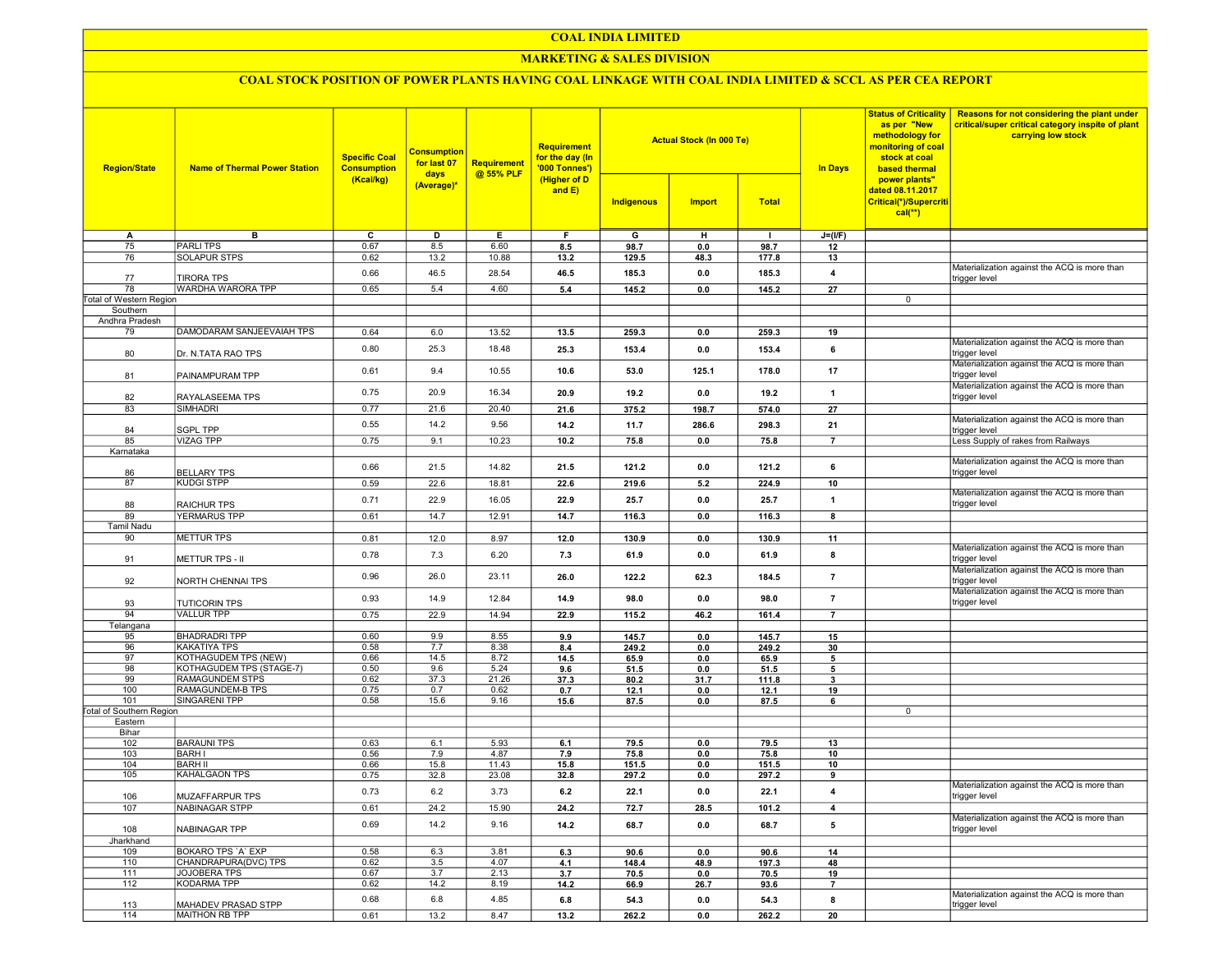# COAL INDIA LIMITED

## MARKETING & SALES DIVISION

### COAL STOCK POSITION OF POWER PLANTS HAVING COAL LINKAGE WITH COAL INDIA LIMITED & SCCL AS PER CEA REPORT

| Region/State | Name of Thermal Power Station | Specific Coal Consumption (Kcal/kg) | Consumption for last 07 days (Average)* | Requirement @ 55% PLF | Requirement for the day (In '000 Tonnes') (Higher of D and E) | Actual Stock (In 000 Te) | | | In Days | Status of Criticality as per "New methodology for monitoring of coal stock at coal based thermal power plants" dated 08.11.2017 Critical(*)/Supercritical(**) | Reasons for not considering the plant under critical/super critical category inspite of plant carrying low stock |
|---|---|---|---|---|---|---|---|---|---|---|---|
| | | | | | | Indigenous | Import | Total | | | |
| A | B | C | D | E | F | G | H | I | J=(I/F) | | |
| 75 | PARLI TPS | 0.67 | 8.5 | 6.60 | 8.5 | 98.7 | 0.0 | 98.7 | 12 | | |
| 76 | SOLAPUR STPS | 0.62 | 13.2 | 10.88 | 13.2 | 129.5 | 48.3 | 177.8 | 13 | | |
| 77 | TIRORA TPS | 0.66 | 46.5 | 28.54 | 46.5 | 185.3 | 0.0 | 185.3 | 4 | | Materialization against the ACQ is more than trigger level |
| 78 | WARDHA WARORA TPP | 0.65 | 5.4 | 4.60 | 5.4 | 145.2 | 0.0 | 145.2 | 27 | | |
| Total of Western Region | | | | | | | | | | 0 | |
| Southern | | | | | | | | | | | |
| Andhra Pradesh | | | | | | | | | | | |
| 79 | DAMODARAM SANJEEVAIAH TPS | 0.64 | 6.0 | 13.52 | 13.5 | 259.3 | 0.0 | 259.3 | 19 | | |
| 80 | Dr. N.TATA RAO TPS | 0.80 | 25.3 | 18.48 | 25.3 | 153.4 | 0.0 | 153.4 | 6 | | Materialization against the ACQ is more than trigger level |
| 81 | PAINAMPURAM TPP | 0.61 | 9.4 | 10.55 | 10.6 | 53.0 | 125.1 | 178.0 | 17 | | Materialization against the ACQ is more than trigger level |
| 82 | RAYALASEEMA TPS | 0.75 | 20.9 | 16.34 | 20.9 | 19.2 | 0.0 | 19.2 | 1 | | Materialization against the ACQ is more than trigger level |
| 83 | SIMHADRI | 0.77 | 21.6 | 20.40 | 21.6 | 375.2 | 198.7 | 574.0 | 27 | | |
| 84 | SGPL TPP | 0.55 | 14.2 | 9.56 | 14.2 | 11.7 | 286.6 | 298.3 | 21 | | Materialization against the ACQ is more than trigger level |
| 85 | VIZAG TPP | 0.75 | 9.1 | 10.23 | 10.2 | 75.8 | 0.0 | 75.8 | 7 | | Less Supply of rakes from Railways |
| Karnataka | | | | | | | | | | | |
| 86 | BELLARY TPS | 0.66 | 21.5 | 14.82 | 21.5 | 121.2 | 0.0 | 121.2 | 6 | | Materialization against the ACQ is more than trigger level |
| 87 | KUDGI STPP | 0.59 | 22.6 | 18.81 | 22.6 | 219.6 | 5.2 | 224.9 | 10 | | |
| 88 | RAICHUR TPS | 0.71 | 22.9 | 16.05 | 22.9 | 25.7 | 0.0 | 25.7 | 1 | | Materialization against the ACQ is more than trigger level |
| 89 | YERMARUS TPP | 0.61 | 14.7 | 12.91 | 14.7 | 116.3 | 0.0 | 116.3 | 8 | | |
| Tamil Nadu | | | | | | | | | | | |
| 90 | METTUR TPS | 0.81 | 12.0 | 8.97 | 12.0 | 130.9 | 0.0 | 130.9 | 11 | | |
| 91 | METTUR TPS - II | 0.78 | 7.3 | 6.20 | 7.3 | 61.9 | 0.0 | 61.9 | 8 | | Materialization against the ACQ is more than trigger level |
| 92 | NORTH CHENNAI TPS | 0.96 | 26.0 | 23.11 | 26.0 | 122.2 | 62.3 | 184.5 | 7 | | Materialization against the ACQ is more than trigger level |
| 93 | TUTICORIN TPS | 0.93 | 14.9 | 12.84 | 14.9 | 98.0 | 0.0 | 98.0 | 7 | | Materialization against the ACQ is more than trigger level |
| 94 | VALLUR TPP | 0.75 | 22.9 | 14.94 | 22.9 | 115.2 | 46.2 | 161.4 | 7 | | |
| Telangana | | | | | | | | | | | |
| 95 | BHADRADRI TPP | 0.60 | 9.9 | 8.55 | 9.9 | 145.7 | 0.0 | 145.7 | 15 | | |
| 96 | KAKATIYA TPS | 0.58 | 7.7 | 8.38 | 8.4 | 249.2 | 0.0 | 249.2 | 30 | | |
| 97 | KOTHAGUDEM TPS (NEW) | 0.66 | 14.5 | 8.72 | 14.5 | 65.9 | 0.0 | 65.9 | 5 | | |
| 98 | KOTHAGUDEM TPS (STAGE-7) | 0.50 | 9.6 | 5.24 | 9.6 | 51.5 | 0.0 | 51.5 | 5 | | |
| 99 | RAMAGUNDEM STPS | 0.62 | 37.3 | 21.26 | 37.3 | 80.2 | 31.7 | 111.8 | 3 | | |
| 100 | RAMAGUNDEM-B TPS | 0.75 | 0.7 | 0.62 | 0.7 | 12.1 | 0.0 | 12.1 | 19 | | |
| 101 | SINGARENI TPP | 0.58 | 15.6 | 9.16 | 15.6 | 87.5 | 0.0 | 87.5 | 6 | | |
| Total of Southern Region | | | | | | | | | | 0 | |
| Eastern | | | | | | | | | | | |
| Bihar | | | | | | | | | | | |
| 102 | BARAUNI TPS | 0.63 | 6.1 | 5.93 | 6.1 | 79.5 | 0.0 | 79.5 | 13 | | |
| 103 | BARH I | 0.56 | 7.9 | 4.87 | 7.9 | 75.8 | 0.0 | 75.8 | 10 | | |
| 104 | BARH II | 0.66 | 15.8 | 11.43 | 15.8 | 151.5 | 0.0 | 151.5 | 10 | | |
| 105 | KAHALGAON TPS | 0.75 | 32.8 | 23.08 | 32.8 | 297.2 | 0.0 | 297.2 | 9 | | |
| 106 | MUZAFFARPUR TPS | 0.73 | 6.2 | 3.73 | 6.2 | 22.1 | 0.0 | 22.1 | 4 | | Materialization against the ACQ is more than trigger level |
| 107 | NABINAGAR STPP | 0.61 | 24.2 | 15.90 | 24.2 | 72.7 | 28.5 | 101.2 | 4 | | |
| 108 | NABINAGAR TPP | 0.69 | 14.2 | 9.16 | 14.2 | 68.7 | 0.0 | 68.7 | 5 | | Materialization against the ACQ is more than trigger level |
| Jharkhand | | | | | | | | | | | |
| 109 | BOKARO TPS `A` EXP | 0.58 | 6.3 | 3.81 | 6.3 | 90.6 | 0.0 | 90.6 | 14 | | |
| 110 | CHANDRAPURA(DVC) TPS | 0.62 | 3.5 | 4.07 | 4.1 | 148.4 | 48.9 | 197.3 | 48 | | |
| 111 | JOJOBERA TPS | 0.67 | 3.7 | 2.13 | 3.7 | 70.5 | 0.0 | 70.5 | 19 | | |
| 112 | KODARMA TPP | 0.62 | 14.2 | 8.19 | 14.2 | 66.9 | 26.7 | 93.6 | 7 | | |
| 113 | MAHADEV PRASAD STPP | 0.68 | 6.8 | 4.85 | 6.8 | 54.3 | 0.0 | 54.3 | 8 | | Materialization against the ACQ is more than trigger level |
| 114 | MAITHON RB TPP | 0.61 | 13.2 | 8.47 | 13.2 | 262.2 | 0.0 | 262.2 | 20 | | |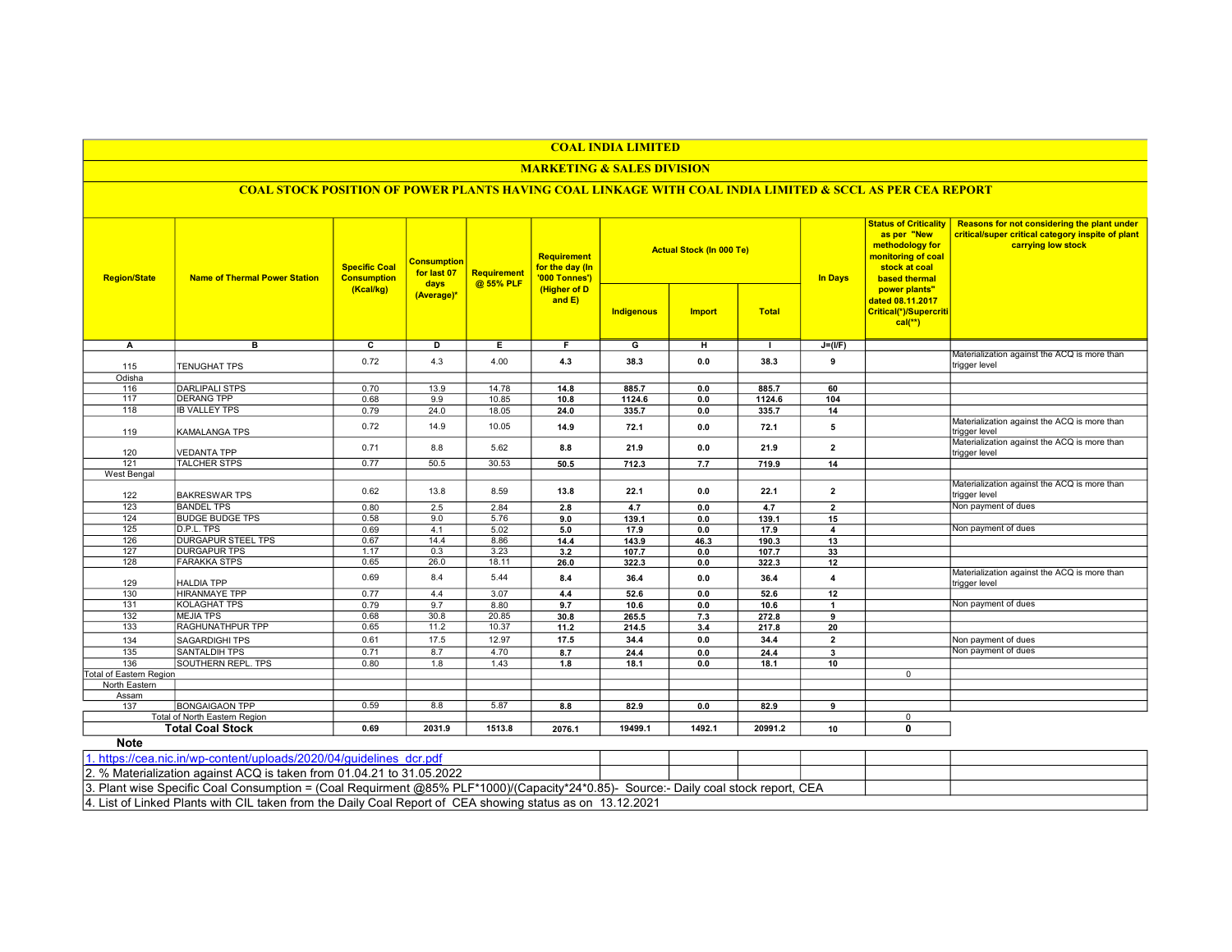# COAL INDIA LIMITED

## MARKETING & SALES DIVISION

### COAL STOCK POSITION OF POWER PLANTS HAVING COAL LINKAGE WITH COAL INDIA LIMITED & SCCL AS PER CEA REPORT

| Region/State | Name of Thermal Power Station | Specific Coal Consumption (Kcal/kg) | Consumption for last 07 days (Average)* | Requirement @ 55% PLF | Requirement for the day (In '000 Tonnes') (Higher of D and E) | Actual Stock (In 000 Te) | | | In Days | Status of Criticality as per "New methodology for monitoring of coal stock at coal based thermal power plants" dated 08.11.2017 Critical(*)/Supercritical(**) | Reasons for not considering the plant under critical/super critical category inspite of plant carrying low stock |
|---|---|---|---|---|---|---|---|---|---|---|---|
| | | | | | | Indigenous | Import | Total | | | |
| A | B | C | D | E | F | G | H | I | J=(I/F) | | |
| 115 | TENUGHAT TPS | 0.72 | 4.3 | 4.00 | 4.3 | 38.3 | 0.0 | 38.3 | 9 | | Materialization against the ACQ is more than trigger level |
| Odisha | | | | | | | | | | | |
| 116 | DARLIPALI STPS | 0.70 | 13.9 | 14.78 | 14.8 | 885.7 | 0.0 | 885.7 | 60 | | |
| 117 | DERANG TPP | 0.68 | 9.9 | 10.85 | 10.8 | 1124.6 | 0.0 | 1124.6 | 104 | | |
| 118 | IB VALLEY TPS | 0.79 | 24.0 | 18.05 | 24.0 | 335.7 | 0.0 | 335.7 | 14 | | |
| 119 | KAMALANGA TPS | 0.72 | 14.9 | 10.05 | 14.9 | 72.1 | 0.0 | 72.1 | 5 | | Materialization against the ACQ is more than trigger level |
| 120 | VEDANTA TPP | 0.71 | 8.8 | 5.62 | 8.8 | 21.9 | 0.0 | 21.9 | 2 | | Materialization against the ACQ is more than trigger level |
| 121 | TALCHER STPS | 0.77 | 50.5 | 30.53 | 50.5 | 712.3 | 7.7 | 719.9 | 14 | | |
| West Bengal | | | | | | | | | | | |
| 122 | BAKRESWAR TPS | 0.62 | 13.8 | 8.59 | 13.8 | 22.1 | 0.0 | 22.1 | 2 | | Materialization against the ACQ is more than trigger level |
| 123 | BANDEL TPS | 0.80 | 2.5 | 2.84 | 2.8 | 4.7 | 0.0 | 4.7 | 2 | | Non payment of dues |
| 124 | BUDGE BUDGE TPS | 0.58 | 9.0 | 5.76 | 9.0 | 139.1 | 0.0 | 139.1 | 15 | | |
| 125 | D.P.L. TPS | 0.69 | 4.1 | 5.02 | 5.0 | 17.9 | 0.0 | 17.9 | 4 | | Non payment of dues |
| 126 | DURGAPUR STEEL TPS | 0.67 | 14.4 | 8.86 | 14.4 | 143.9 | 46.3 | 190.3 | 13 | | |
| 127 | DURGAPUR TPS | 1.17 | 0.3 | 3.23 | 3.2 | 107.7 | 0.0 | 107.7 | 33 | | |
| 128 | FARAKKA STPS | 0.65 | 26.0 | 18.11 | 26.0 | 322.3 | 0.0 | 322.3 | 12 | | |
| 129 | HALDIA TPP | 0.69 | 8.4 | 5.44 | 8.4 | 36.4 | 0.0 | 36.4 | 4 | | Materialization against the ACQ is more than trigger level |
| 130 | HIRANMAYE TPP | 0.77 | 4.4 | 3.07 | 4.4 | 52.6 | 0.0 | 52.6 | 12 | | |
| 131 | KOLAGHAT TPS | 0.79 | 9.7 | 8.80 | 9.7 | 10.6 | 0.0 | 10.6 | 1 | | Non payment of dues |
| 132 | MEJIA TPS | 0.68 | 30.8 | 20.85 | 30.8 | 265.5 | 7.3 | 272.8 | 9 | | |
| 133 | RAGHUNATHPUR TPP | 0.65 | 11.2 | 10.37 | 11.2 | 214.5 | 3.4 | 217.8 | 20 | | |
| 134 | SAGARDIGHI TPS | 0.61 | 17.5 | 12.97 | 17.5 | 34.4 | 0.0 | 34.4 | 2 | | Non payment of dues |
| 135 | SANTALDIH TPS | 0.71 | 8.7 | 4.70 | 8.7 | 24.4 | 0.0 | 24.4 | 3 | | Non payment of dues |
| 136 | SOUTHERN REPL. TPS | 0.80 | 1.8 | 1.43 | 1.8 | 18.1 | 0.0 | 18.1 | 10 | | |
| Total of Eastern Region | | | | | | | | | | 0 | |
| North Eastern | | | | | | | | | | | |
| Assam | | | | | | | | | | | |
| 137 | BONGAIGAON TPP | 0.59 | 8.8 | 5.87 | 8.8 | 82.9 | 0.0 | 82.9 | 9 | | |
| Total of North Eastern Region | | | | | | | | | | 0 | |
| **Total Coal Stock** | | 0.69 | 2031.9 | 1513.8 | 2076.1 | 19499.1 | 1492.1 | 20991.2 | 10 | **0** | |

**Note**

1. https://cea.nic.in/wp-content/uploads/2020/04/guidelines_dcr.pdf
2. % Materialization against ACQ is taken from 01.04.21 to 31.05.2022
3. Plant wise Specific Coal Consumption = (Coal Requirment @85% PLF*1000)/(Capacity*24*0.85)- Source:- Daily coal stock report, CEA
4. List of Linked Plants with CIL taken from the Daily Coal Report of CEA showing status as on 13.12.2021